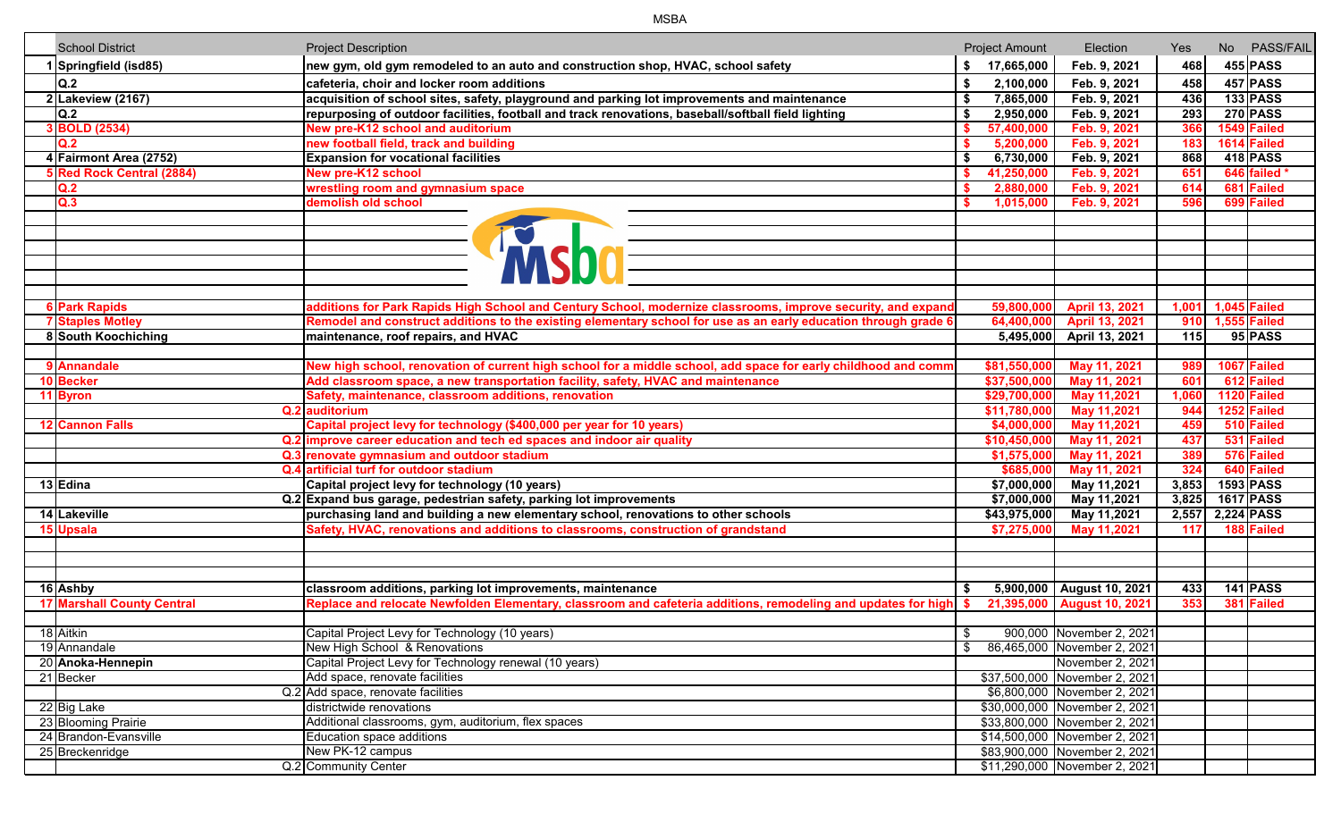| | School District | Project Description | Project Amount | Election | Yes | No | PASS/FAIL |
|---|---|---|---|---|---|---|---|
| 1 | Springfield (isd85) | new gym, old gym remodeled to an auto and construction shop, HVAC, school safety | $ 17,665,000 | Feb. 9, 2021 | 468 | 455 | PASS |
| | Q.2 | cafeteria, choir and locker room additions | $ 2,100,000 | Feb. 9, 2021 | 458 | 457 | PASS |
| 2 | Lakeview (2167) | acquisition of school sites, safety, playground and parking lot improvements and maintenance | $ 7,865,000 | Feb. 9, 2021 | 436 | 133 | PASS |
| | Q.2 | repurposing of outdoor facilities, football and track renovations, baseball/softball field lighting | $ 2,950,000 | Feb. 9, 2021 | 293 | 270 | PASS |
| 3 | BOLD (2534) | New pre-K12 school and auditorium | $ 57,400,000 | Feb. 9, 2021 | 366 | 1549 | Failed |
| | Q.2 | new football field, track and building | $ 5,200,000 | Feb. 9, 2021 | 183 | 1614 | Failed |
| 4 | Fairmont Area (2752) | Expansion for vocational facilities | $ 6,730,000 | Feb. 9, 2021 | 868 | 418 | PASS |
| 5 | Red Rock Central (2884) | New pre-K12 school | $ 41,250,000 | Feb. 9, 2021 | 651 | 646 | failed * |
| | Q.2 | wrestling room and gymnasium space | $ 2,880,000 | Feb. 9, 2021 | 614 | 681 | Failed |
| | Q.3 | demolish old school | $ 1,015,000 | Feb. 9, 2021 | 596 | 699 | Failed |
| | | | | | | | |
| 6 | Park Rapids | additions for Park Rapids High School and Century School, modernize classrooms, improve security, and expand | 59,800,000 | April 13, 2021 | 1,001 | 1,045 | Failed |
| 7 | Staples Motley | Remodel and construct additions to the existing elementary school for use as an early education through grade 6 | 64,400,000 | April 13, 2021 | 910 | 1,555 | Failed |
| 8 | South Koochiching | maintenance, roof repairs, and HVAC | 5,495,000 | April 13, 2021 | 115 | 95 | PASS |
| | | | | | | | |
| 9 | Annandale | New high school, renovation of current high school for a middle school, add space for early childhood and comm | $81,550,000 | May 11, 2021 | 989 | 1067 | Failed |
| 10 | Becker | Add classroom space, a new transportation facility, safety, HVAC and maintenance | $37,500,000 | May 11, 2021 | 601 | 612 | Failed |
| 11 | Byron | Safety, maintenance, classroom additions, renovation | $29,700,000 | May 11,2021 | 1,060 | 1120 | Failed |
| | Q.2 | auditorium | $11,780,000 | May 11,2021 | 944 | 1252 | Failed |
| 12 | Cannon Falls | Capital project levy for technology ($400,000 per year for 10 years) | $4,000,000 | May 11,2021 | 459 | 510 | Failed |
| | Q.2 | improve career education and tech ed spaces and indoor air quality | $10,450,000 | May 11, 2021 | 437 | 531 | Failed |
| | Q.3 | renovate gymnasium and outdoor stadium | $1,575,000 | May 11, 2021 | 389 | 576 | Failed |
| | Q.4 | artificial turf for outdoor stadium | $685,000 | May 11, 2021 | 324 | 640 | Failed |
| 13 | Edina | Capital project levy for technology (10 years) | $7,000,000 | May 11,2021 | 3,853 | 1593 | PASS |
| | Q.2 | Expand bus garage, pedestrian safety, parking lot improvements | $7,000,000 | May 11,2021 | 3,825 | 1617 | PASS |
| 14 | Lakeville | purchasing land and building a new elementary school, renovations to other schools | $43,975,000 | May 11,2021 | 2,557 | 2,224 | PASS |
| 15 | Upsala | Safety, HVAC, renovations and additions to classrooms, construction of grandstand | $7,275,000 | May 11,2021 | 117 | 188 | Failed |
| | | | | | | | |
| 16 | Ashby | classroom additions, parking lot improvements, maintenance | $ 5,900,000 | August 10, 2021 | 433 | 141 | PASS |
| 17 | Marshall County Central | Replace and relocate Newfolden Elementary, classroom and cafeteria additions, remodeling and updates for high | $ 21,395,000 | August 10, 2021 | 353 | 381 | Failed |
| | | | | | | | |
| 18 | Aitkin | Capital Project Levy for Technology (10 years) | $ 900,000 | November 2, 2021 | | | |
| 19 | Annandale | New High School & Renovations | $ 86,465,000 | November 2, 2021 | | | |
| 20 | Anoka-Hennepin | Capital Project Levy for Technology renewal (10 years) | | November 2, 2021 | | | |
| 21 | Becker | Add space, renovate facilities | $37,500,000 | November 2, 2021 | | | |
| | Q.2 | Add space, renovate facilities | $6,800,000 | November 2, 2021 | | | |
| 22 | Big Lake | districtwide renovations | $30,000,000 | November 2, 2021 | | | |
| 23 | Blooming Prairie | Additional classrooms, gym, auditorium, flex spaces | $33,800,000 | November 2, 2021 | | | |
| 24 | Brandon-Evansville | Education space additions | $14,500,000 | November 2, 2021 | | | |
| 25 | Breckenridge | New PK-12 campus | $83,900,000 | November 2, 2021 | | | |
| | Q.2 | Community Center | $11,290,000 | November 2, 2021 | | | |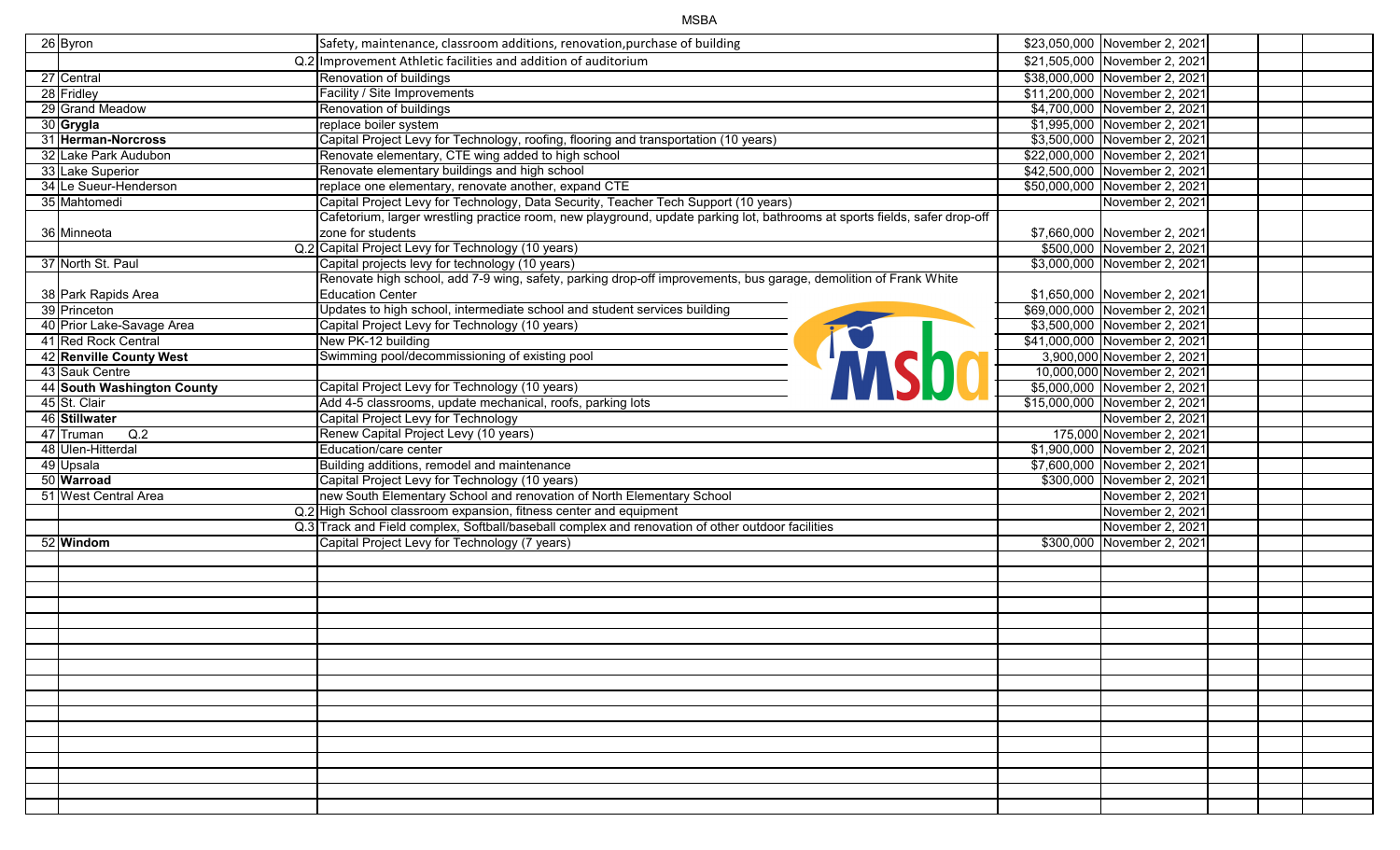| | | | | | | | |
|---|---|---|---|---|---|---|---|
| 26 | Byron | Safety, maintenance, classroom additions, renovation,purchase of building | $23,050,000 | November 2, 2021 | | | |
| | Q.2 | Improvement Athletic facilities and addition of auditorium | $21,505,000 | November 2, 2021 | | | |
| 27 | Central | Renovation of buildings | $38,000,000 | November 2, 2021 | | | |
| 28 | Fridley | Facility / Site Improvements | $11,200,000 | November 2, 2021 | | | |
| 29 | Grand Meadow | Renovation of buildings | $4,700,000 | November 2, 2021 | | | |
| 30 | **Grygla** | replace boiler system | $1,995,000 | November 2, 2021 | | | |
| 31 | **Herman-Norcross** | Capital Project Levy for Technology, roofing, flooring and transportation (10 years) | $3,500,000 | November 2, 2021 | | | |
| 32 | Lake Park Audubon | Renovate elementary, CTE wing added to high school | $22,000,000 | November 2, 2021 | | | |
| 33 | Lake Superior | Renovate elementary buildings and high school | $42,500,000 | November 2, 2021 | | | |
| 34 | Le Sueur-Henderson | replace one elementary, renovate another, expand CTE | $50,000,000 | November 2, 2021 | | | |
| 35 | Mahtomedi | Capital Project Levy for Technology, Data Security, Teacher Tech Support (10 years) | | November 2, 2021 | | | |
| 36 | Minneota | Cafetorium, larger wrestling practice room, new playground, update parking lot, bathrooms at sports fields, safer drop-off zone for students | $7,660,000 | November 2, 2021 | | | |
| | Q.2 | Capital Project Levy for Technology (10 years) | $500,000 | November 2, 2021 | | | |
| 37 | North St. Paul | Capital projects levy for technology (10 years) | $3,000,000 | November 2, 2021 | | | |
| 38 | Park Rapids Area | Renovate high school, add 7-9 wing, safety, parking drop-off improvements, bus garage, demolition of Frank White Education Center | $1,650,000 | November 2, 2021 | | | |
| 39 | Princeton | Updates to high school, intermediate school and student services building | $69,000,000 | November 2, 2021 | | | |
| 40 | Prior Lake-Savage Area | Capital Project Levy for Technology (10 years) | $3,500,000 | November 2, 2021 | | | |
| 41 | Red Rock Central | New PK-12 building | $41,000,000 | November 2, 2021 | | | |
| 42 | **Renville County West** | Swimming pool/decommissioning of existing pool | 3,900,000 | November 2, 2021 | | | |
| 43 | Sauk Centre | | 10,000,000 | November 2, 2021 | | | |
| 44 | **South Washington County** | Capital Project Levy for Technology (10 years) | $5,000,000 | November 2, 2021 | | | |
| 45 | St. Clair | Add 4-5 classrooms, update mechanical, roofs, parking lots | $15,000,000 | November 2, 2021 | | | |
| 46 | **Stillwater** | Capital Project Levy for Technology | | November 2, 2021 | | | |
| 47 | Truman Q.2 | Renew Capital Project Levy (10 years) | 175,000 | November 2, 2021 | | | |
| 48 | Ulen-Hitterdal | Education/care center | $1,900,000 | November 2, 2021 | | | |
| 49 | Upsala | Building additions, remodel and maintenance | $7,600,000 | November 2, 2021 | | | |
| 50 | **Warroad** | Capital Project Levy for Technology (10 years) | $300,000 | November 2, 2021 | | | |
| 51 | West Central Area | new South Elementary School and renovation of North Elementary School | | November 2, 2021 | | | |
| | Q.2 | High School classroom expansion, fitness center and equipment | | November 2, 2021 | | | |
| | Q.3 | Track and Field complex, Softball/baseball complex and renovation of other outdoor facilities | | November 2, 2021 | | | |
| 52 | **Windom** | Capital Project Levy for Technology (7 years) | $300,000 | November 2, 2021 | | | |